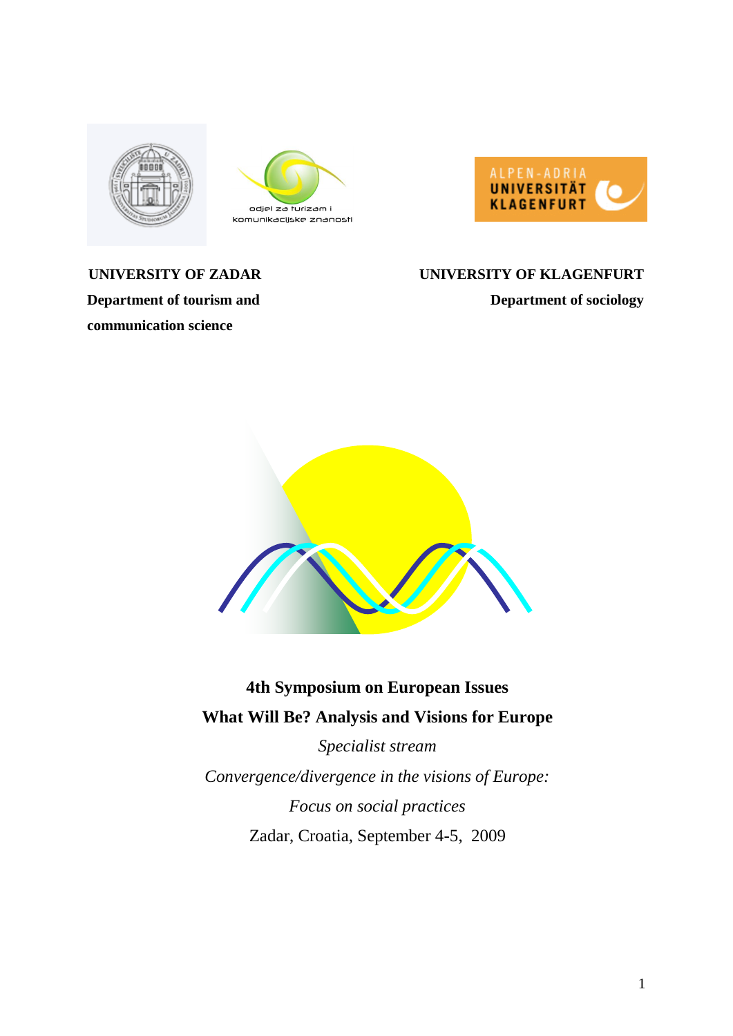**UNIVERSITY OF ZADAR**

**Department of tourism and communication science**

**UNIVERSITY OF KLAGENFURT**

**Department of sociology**

# 4th Symposium on European Issues

## What Will Be? Analysis and Visions for Europe

*Specialist stream*

*Convergence/divergence in the visions of Europe:*

*Focus on social practices*

Zadar, Croatia, September 4-5, 2009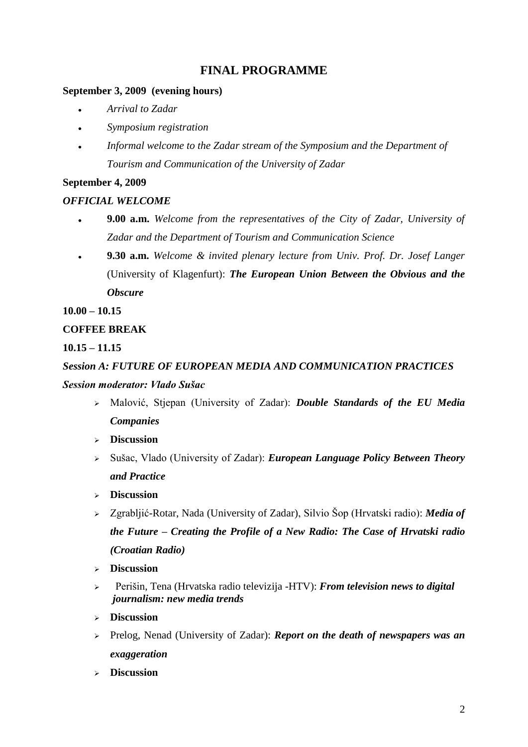## FINAL PROGRAMME

**September 3, 2009 (evening hours)**

- *Arrival to Zadar*
- *Symposium registration*
- *Informal welcome to the Zadar stream of the Symposium and the Department of Tourism and Communication of the University of Zadar*

**September 4, 2009**

***OFFICIAL WELCOME***

- **9.00 a.m.** *Welcome from the representatives of the City of Zadar, University of Zadar and the Department of Tourism and Communication Science*
- **9.30 a.m.** *Welcome & invited plenary lecture from Univ. Prof. Dr. Josef Langer* (University of Klagenfurt): ***The European Union Between the Obvious and the Obscure***

**10.00 – 10.15**

**COFFEE BREAK**

**10.15 – 11.15**

***Session A: FUTURE OF EUROPEAN MEDIA AND COMMUNICATION PRACTICES***

***Session moderator: Vlado Sušac***

- Malović, Stjepan (University of Zadar): ***Double Standards of the EU Media Companies***
- **Discussion**
- Sušac, Vlado (University of Zadar): ***European Language Policy Between Theory and Practice***
- **Discussion**
- Zgrabljić-Rotar, Nada (University of Zadar), Silvio Šop (Hrvatski radio): ***Media of the Future – Creating the Profile of a New Radio: The Case of Hrvatski radio (Croatian Radio)***
- **Discussion**
- Perišin, Tena (Hrvatska radio televizija -HTV): ***From television news to digital journalism: new media trends***
- **Discussion**
- Prelog, Nenad (University of Zadar): ***Report on the death of newspapers was an exaggeration***
- **Discussion**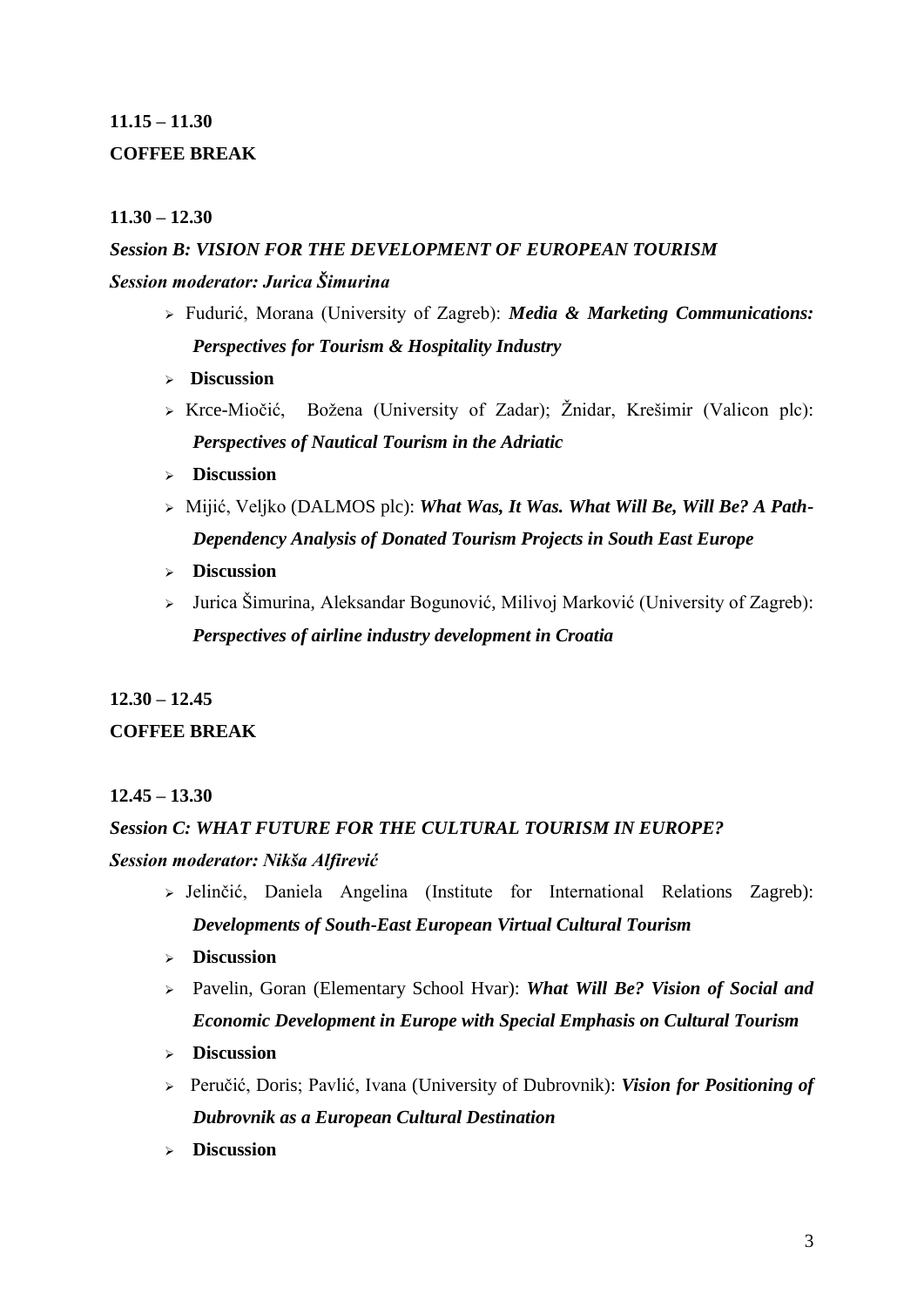**11.15 – 11.30**

**COFFEE BREAK**

**11.30 – 12.30**

***Session B: VISION FOR THE DEVELOPMENT OF EUROPEAN TOURISM***

***Session moderator: Jurica Šimurina***

- Fudurić, Morana (University of Zagreb): ***Media & Marketing Communications: Perspectives for Tourism & Hospitality Industry***
- **Discussion**
- Krce-Miočić, Božena (University of Zadar); Žnidar, Krešimir (Valicon plc): ***Perspectives of Nautical Tourism in the Adriatic***
- **Discussion**
- Mijić, Veljko (DALMOS plc): ***What Was, It Was. What Will Be, Will Be? A Path-Dependency Analysis of Donated Tourism Projects in South East Europe***
- **Discussion**
- Jurica Šimurina, Aleksandar Bogunović, Milivoj Marković (University of Zagreb): ***Perspectives of airline industry development in Croatia***

**12.30 – 12.45**

**COFFEE BREAK**

**12.45 – 13.30**

***Session C: WHAT FUTURE FOR THE CULTURAL TOURISM IN EUROPE?***

***Session moderator: Nikša Alfirević***

- Jelinčić, Daniela Angelina (Institute for International Relations Zagreb): ***Developments of South-East European Virtual Cultural Tourism***
- **Discussion**
- Pavelin, Goran (Elementary School Hvar): ***What Will Be? Vision of Social and Economic Development in Europe with Special Emphasis on Cultural Tourism***
- **Discussion**
- Peručić, Doris; Pavlić, Ivana (University of Dubrovnik): ***Vision for Positioning of Dubrovnik as a European Cultural Destination***
- **Discussion**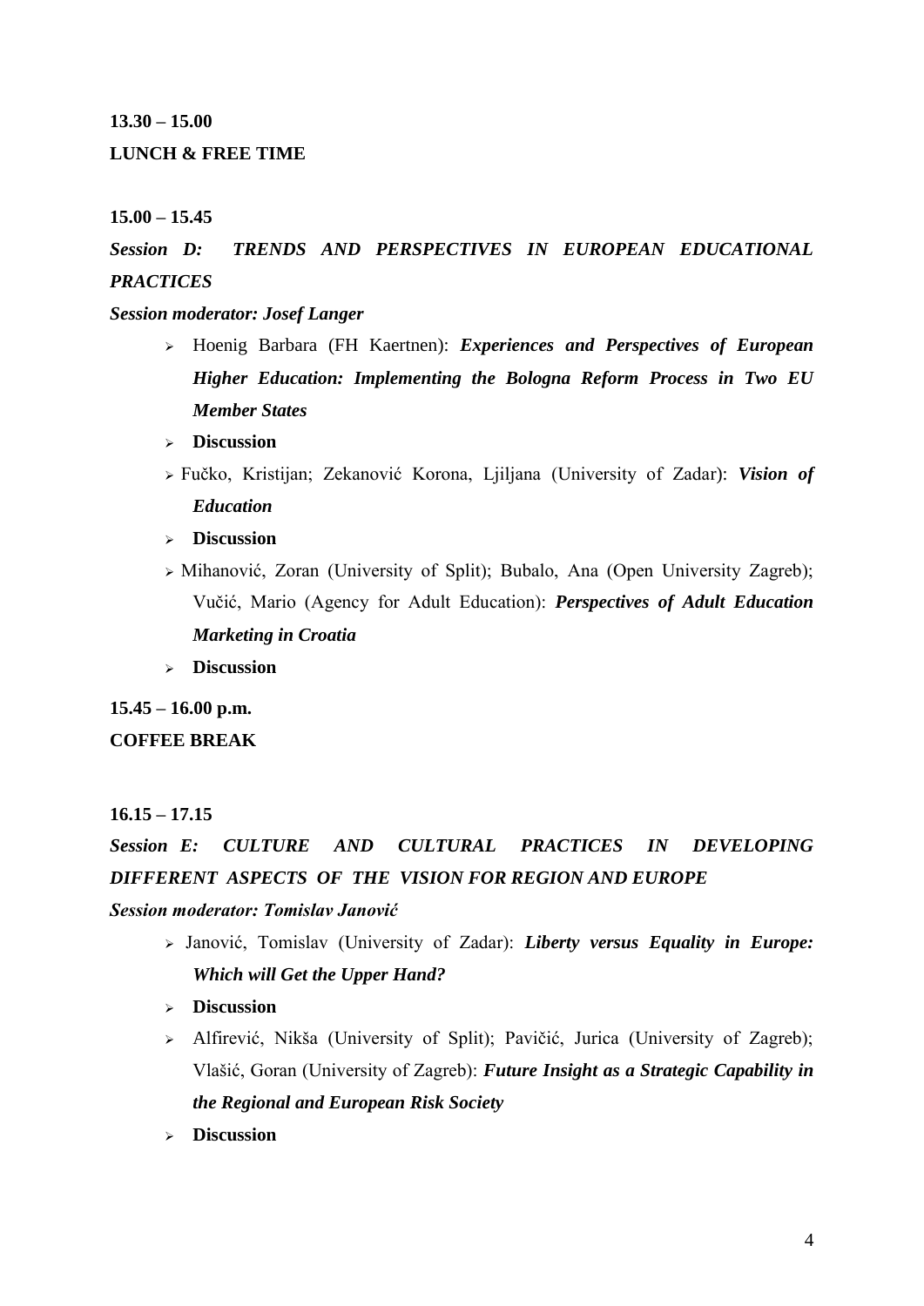**13.30 – 15.00**

**LUNCH & FREE TIME**

**15.00 – 15.45**

***Session D: TRENDS AND PERSPECTIVES IN EUROPEAN EDUCATIONAL PRACTICES***

***Session moderator: Josef Langer***

- Hoenig Barbara (FH Kaertnen): ***Experiences and Perspectives of European Higher Education: Implementing the Bologna Reform Process in Two EU Member States***
- **Discussion**
- Fučko, Kristijan; Zekanović Korona, Ljiljana (University of Zadar): ***Vision of Education***
- **Discussion**
- Mihanović, Zoran (University of Split); Bubalo, Ana (Open University Zagreb); Vučić, Mario (Agency for Adult Education): ***Perspectives of Adult Education Marketing in Croatia***
- **Discussion**

**15.45 – 16.00 p.m.**

**COFFEE BREAK**

**16.15 – 17.15**

***Session E: CULTURE AND CULTURAL PRACTICES IN DEVELOPING DIFFERENT ASPECTS OF THE VISION FOR REGION AND EUROPE***

***Session moderator: Tomislav Janović***

- Janović, Tomislav (University of Zadar): ***Liberty versus Equality in Europe: Which will Get the Upper Hand?***
- **Discussion**
- Alfirević, Nikša (University of Split); Pavičić, Jurica (University of Zagreb); Vlašić, Goran (University of Zagreb): ***Future Insight as a Strategic Capability in the Regional and European Risk Society***
- **Discussion**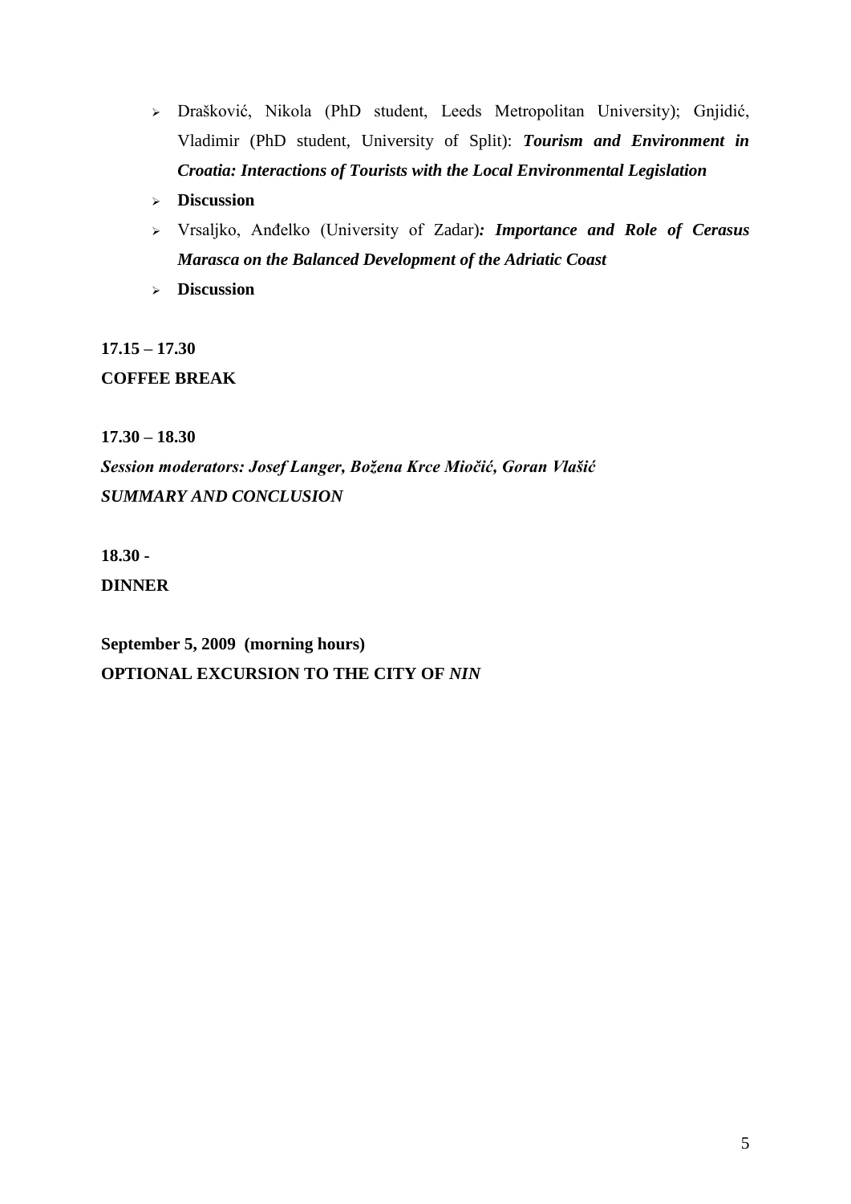- Drašković, Nikola (PhD student, Leeds Metropolitan University); Gnjidić, Vladimir (PhD student, University of Split): ***Tourism and Environment in Croatia: Interactions of Tourists with the Local Environmental Legislation***
- **Discussion**
- Vrsaljko, Anđelko (University of Zadar)***: Importance and Role of Cerasus Marasca on the Balanced Development of the Adriatic Coast***
- **Discussion**

**17.15 – 17.30**
**COFFEE BREAK**

**17.30 – 18.30**
***Session moderators: Josef Langer, Božena Krce Miočić, Goran Vlašić***
***SUMMARY AND CONCLUSION***

**18.30 -**
**DINNER**

**September 5, 2009 (morning hours)**
**OPTIONAL EXCURSION TO THE CITY OF *NIN***